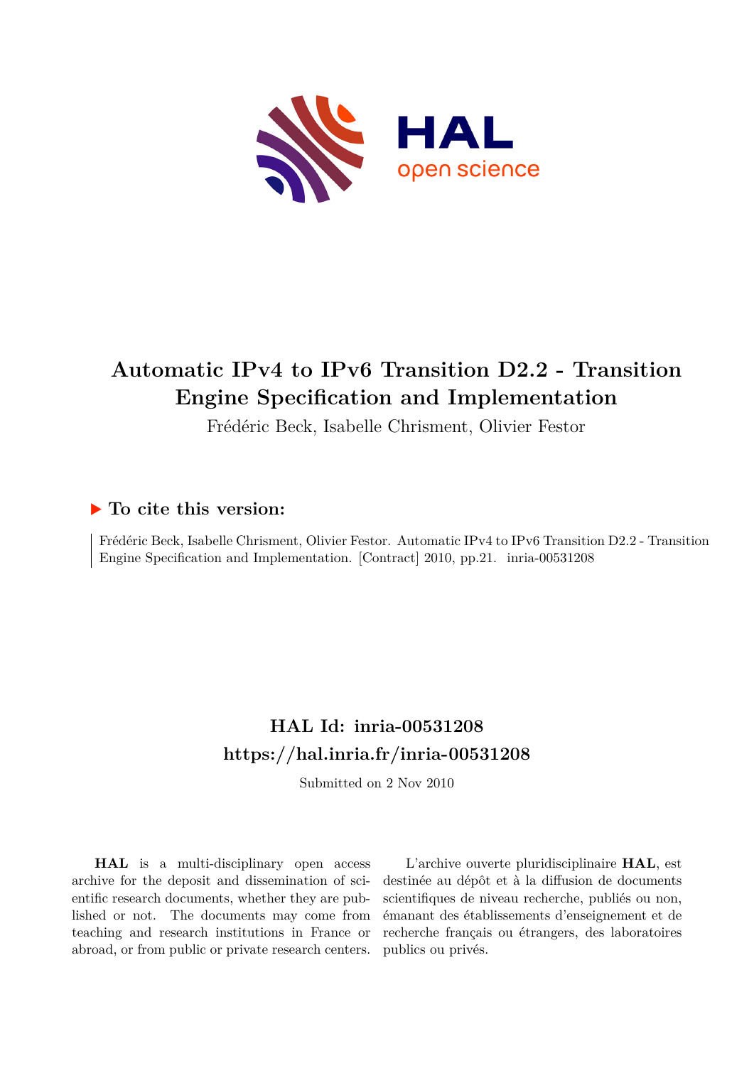# Automatic IPv4 to IPv6 Transition D2.2 - Transition Engine Specification and Implementation

Frédéric Beck, Isabelle Chrisment, Olivier Festor

## ▶ To cite this version:

Frédéric Beck, Isabelle Chrisment, Olivier Festor. Automatic IPv4 to IPv6 Transition D2.2 - Transition Engine Specification and Implementation. [Contract] 2010, pp.21. inria-00531208

## HAL Id: inria-00531208

## https://hal.inria.fr/inria-00531208

Submitted on 2 Nov 2010

**HAL** is a multi-disciplinary open access archive for the deposit and dissemination of scientific research documents, whether they are published or not. The documents may come from teaching and research institutions in France or abroad, or from public or private research centers.

L'archive ouverte pluridisciplinaire **HAL**, est destinée au dépôt et à la diffusion de documents scientifiques de niveau recherche, publiés ou non, émanant des établissements d'enseignement et de recherche français ou étrangers, des laboratoires publics ou privés.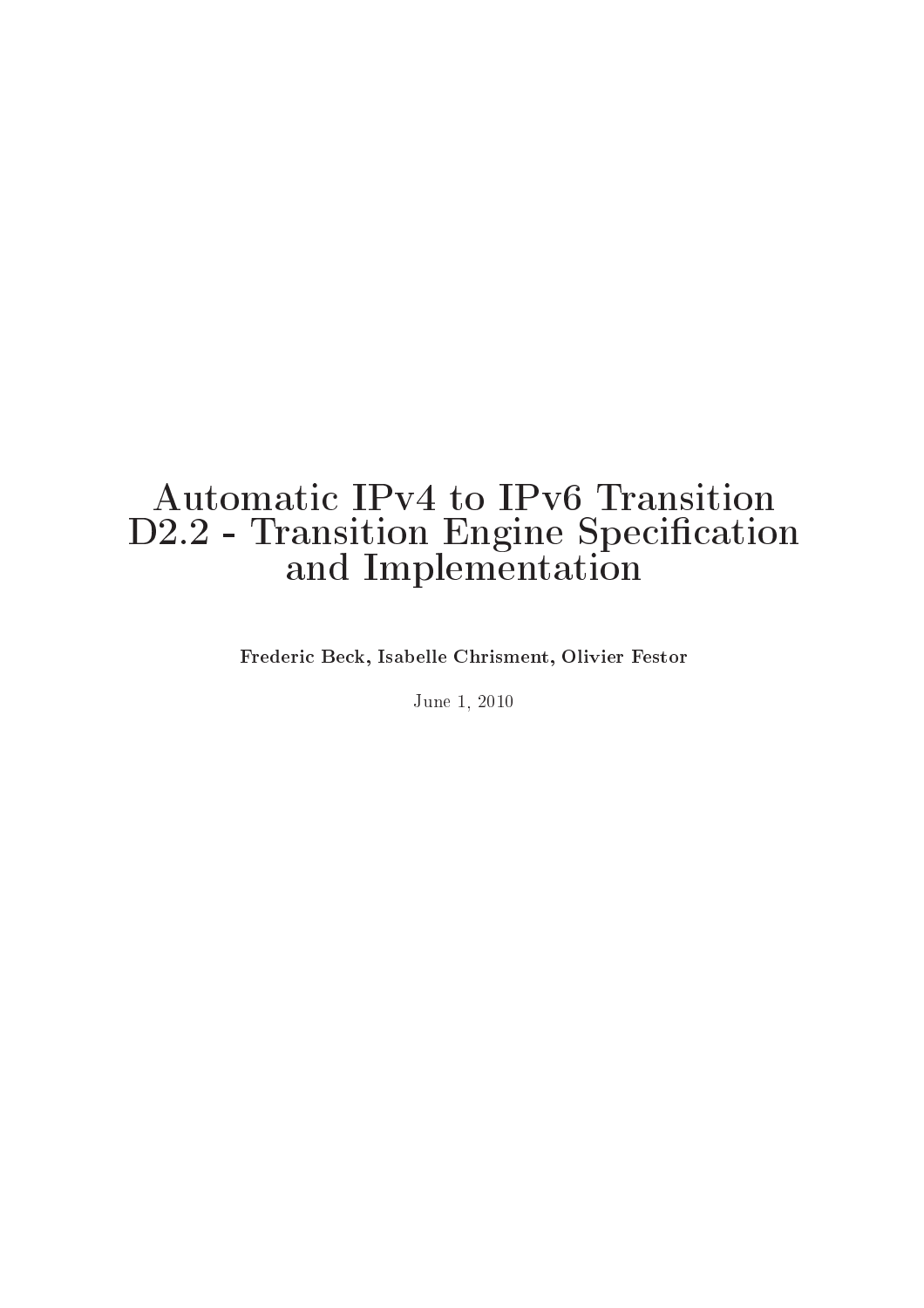# Automatic IPv4 to IPv6 Transition D2.2 - Transition Engine Specification and Implementation

**Frederic Beck, Isabelle Chrisment, Olivier Festor**

June 1, 2010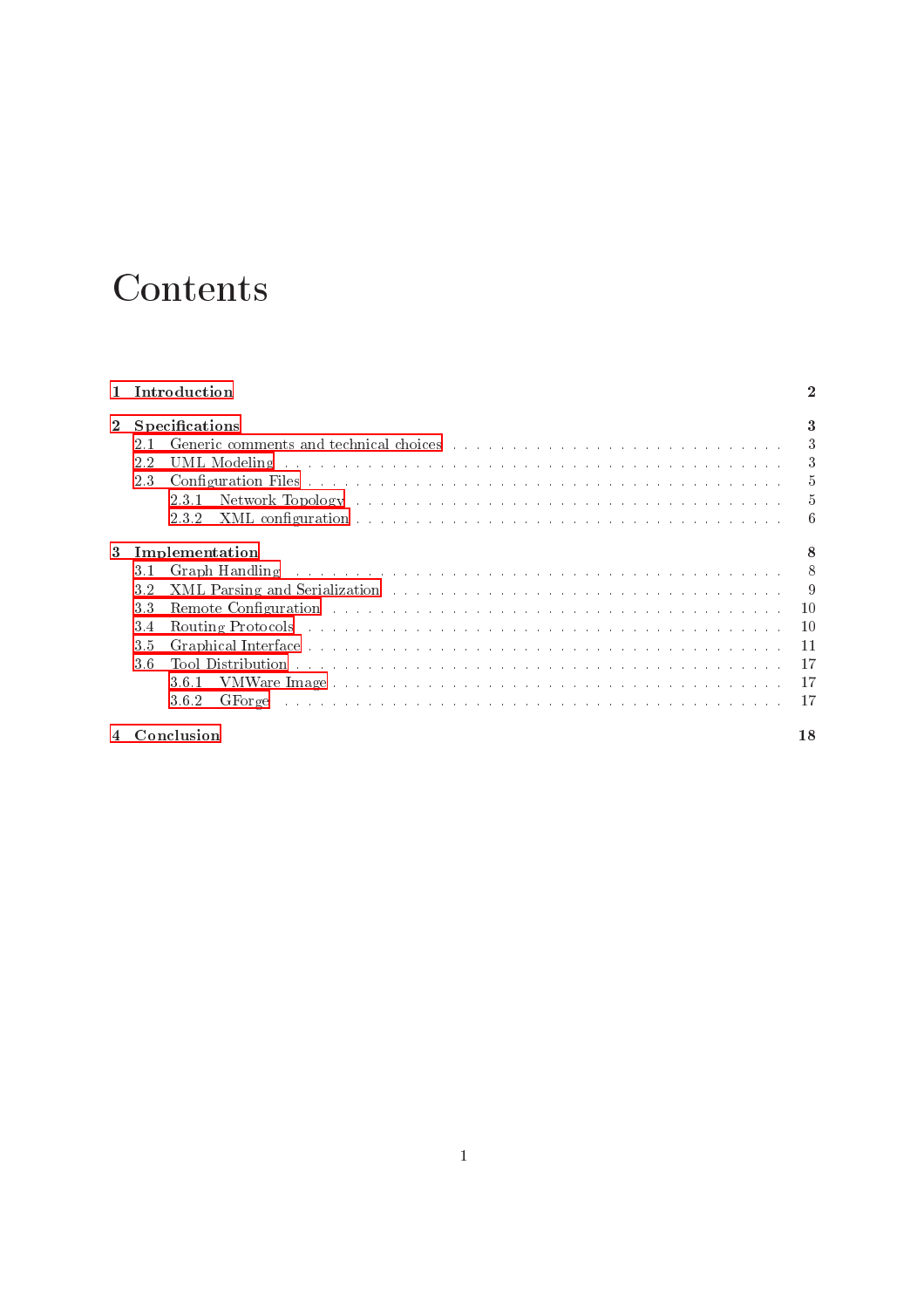# Contents

**1 Introduction** **2**

**2 Specifications** **3**

- 2.1 Generic comments and technical choices . . . . . . . . . . . . . . . . . . . . . . . . . 3
- 2.2 UML Modeling . . . . . . . . . . . . . . . . . . . . . . . . . . . . . . . . . . . . . . . . 3
- 2.3 Configuration Files . . . . . . . . . . . . . . . . . . . . . . . . . . . . . . . . . . . . . 5
  - 2.3.1 Network Topology . . . . . . . . . . . . . . . . . . . . . . . . . . . . . . . . . 5
  - 2.3.2 XML configuration . . . . . . . . . . . . . . . . . . . . . . . . . . . . . . . . . 6

**3 Implementation** **8**

- 3.1 Graph Handling . . . . . . . . . . . . . . . . . . . . . . . . . . . . . . . . . . . . . . . 8
- 3.2 XML Parsing and Serialization . . . . . . . . . . . . . . . . . . . . . . . . . . . . . . 9
- 3.3 Remote Configuration . . . . . . . . . . . . . . . . . . . . . . . . . . . . . . . . . . . 10
- 3.4 Routing Protocols . . . . . . . . . . . . . . . . . . . . . . . . . . . . . . . . . . . . . 10
- 3.5 Graphical Interface . . . . . . . . . . . . . . . . . . . . . . . . . . . . . . . . . . . . 11
- 3.6 Tool Distribution . . . . . . . . . . . . . . . . . . . . . . . . . . . . . . . . . . . . . 17
  - 3.6.1 VMWare Image . . . . . . . . . . . . . . . . . . . . . . . . . . . . . . . . . . . 17
  - 3.6.2 GForge . . . . . . . . . . . . . . . . . . . . . . . . . . . . . . . . . . . . . . . 17

**4 Conclusion** **18**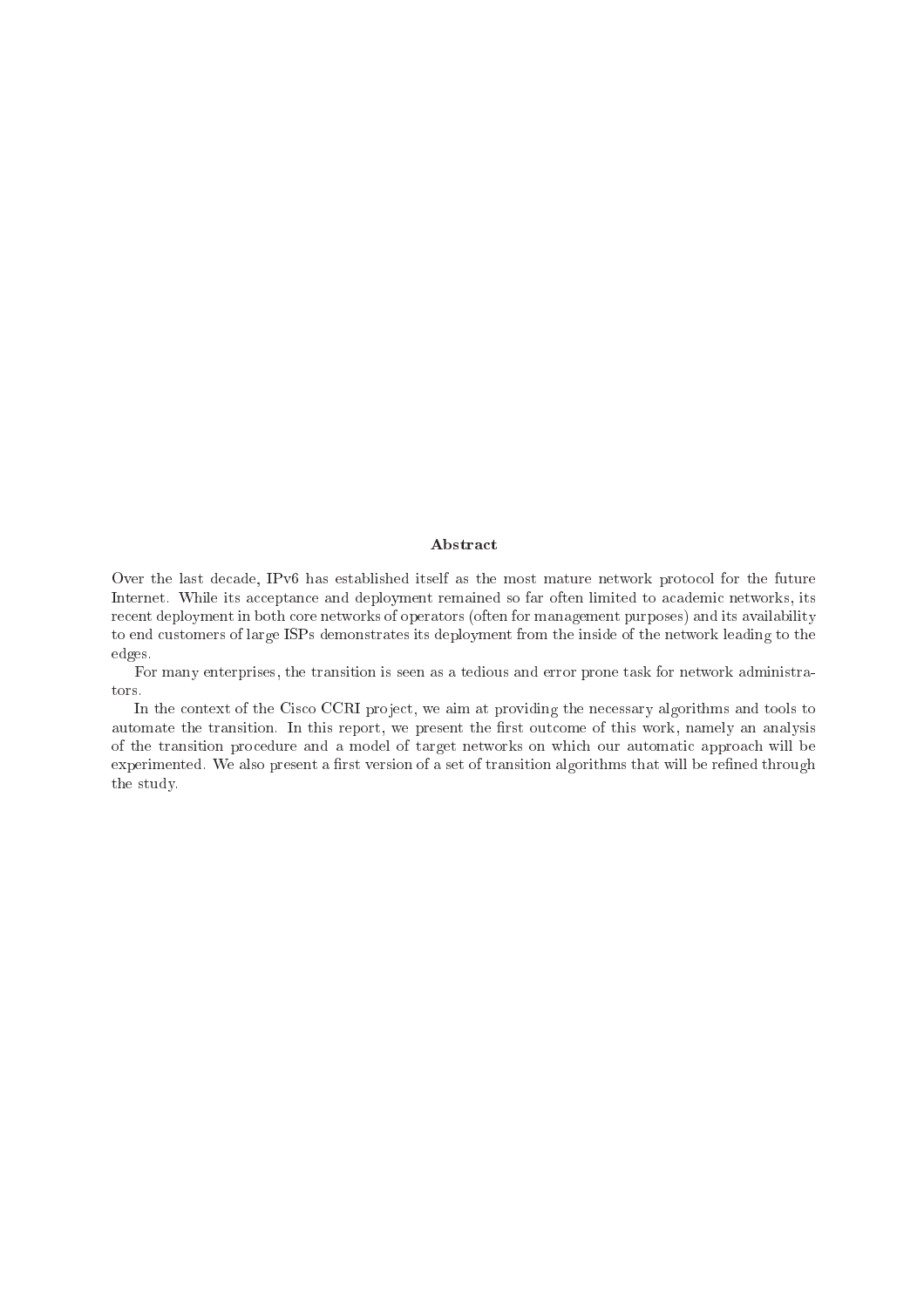## Abstract

Over the last decade, IPv6 has established itself as the most mature network protocol for the future Internet. While its acceptance and deployment remained so far often limited to academic networks, its recent deployment in both core networks of operators (often for management purposes) and its availability to end customers of large ISPs demonstrates its deployment from the inside of the network leading to the edges.

For many enterprises, the transition is seen as a tedious and error prone task for network administrators.

In the context of the Cisco CCRI project, we aim at providing the necessary algorithms and tools to automate the transition. In this report, we present the first outcome of this work, namely an analysis of the transition procedure and a model of target networks on which our automatic approach will be experimented. We also present a first version of a set of transition algorithms that will be refined through the study.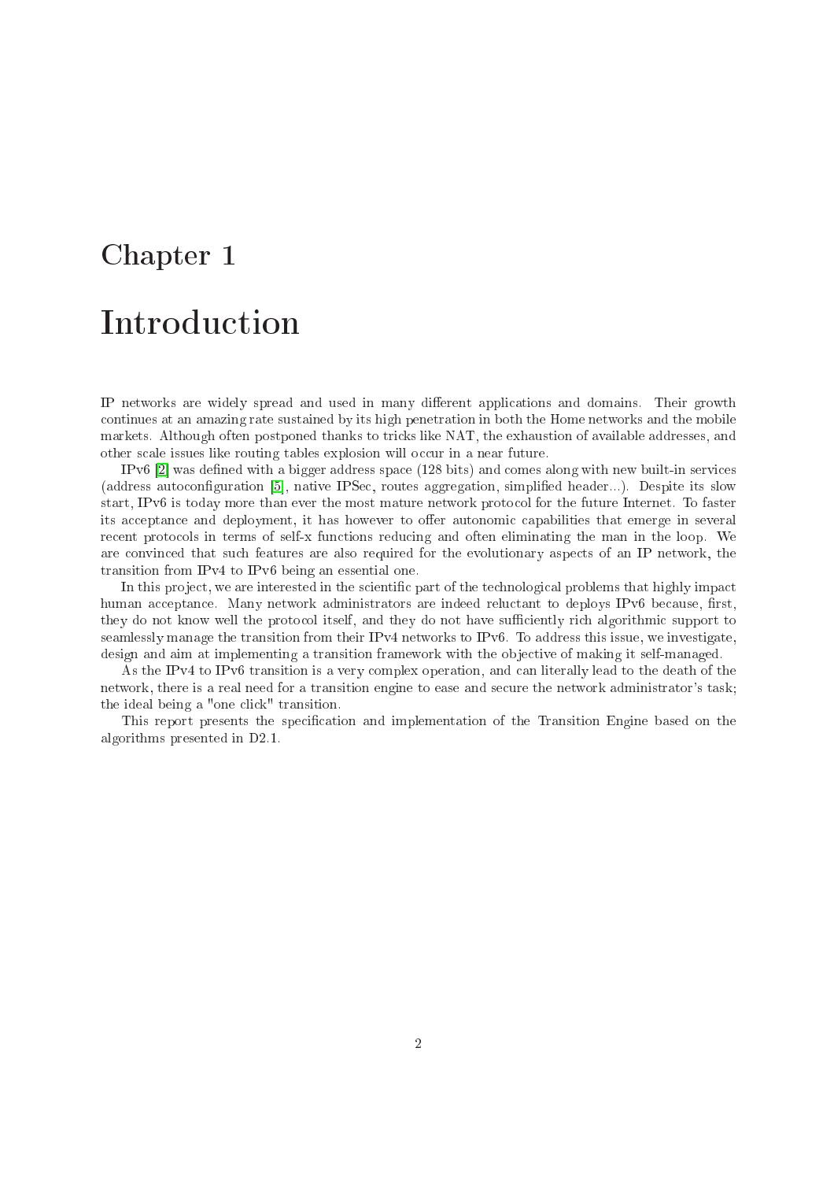# Chapter 1

# Introduction

IP networks are widely spread and used in many different applications and domains. Their growth continues at an amazing rate sustained by its high penetration in both the Home networks and the mobile markets. Although often postponed thanks to tricks like NAT, the exhaustion of available addresses, and other scale issues like routing tables explosion will occur in a near future.

IPv6 [2] was defined with a bigger address space (128 bits) and comes along with new built-in services (address autoconfiguration [5], native IPSec, routes aggregation, simplified header...). Despite its slow start, IPv6 is today more than ever the most mature network protocol for the future Internet. To faster its acceptance and deployment, it has however to offer autonomic capabilities that emerge in several recent protocols in terms of self-x functions reducing and often eliminating the man in the loop. We are convinced that such features are also required for the evolutionary aspects of an IP network, the transition from IPv4 to IPv6 being an essential one.

In this project, we are interested in the scientific part of the technological problems that highly impact human acceptance. Many network administrators are indeed reluctant to deploys IPv6 because, first, they do not know well the protocol itself, and they do not have sufficiently rich algorithmic support to seamlessly manage the transition from their IPv4 networks to IPv6. To address this issue, we investigate, design and aim at implementing a transition framework with the objective of making it self-managed.

As the IPv4 to IPv6 transition is a very complex operation, and can literally lead to the death of the network, there is a real need for a transition engine to ease and secure the network administrator's task; the ideal being a "one click" transition.

This report presents the specification and implementation of the Transition Engine based on the algorithms presented in D2.1.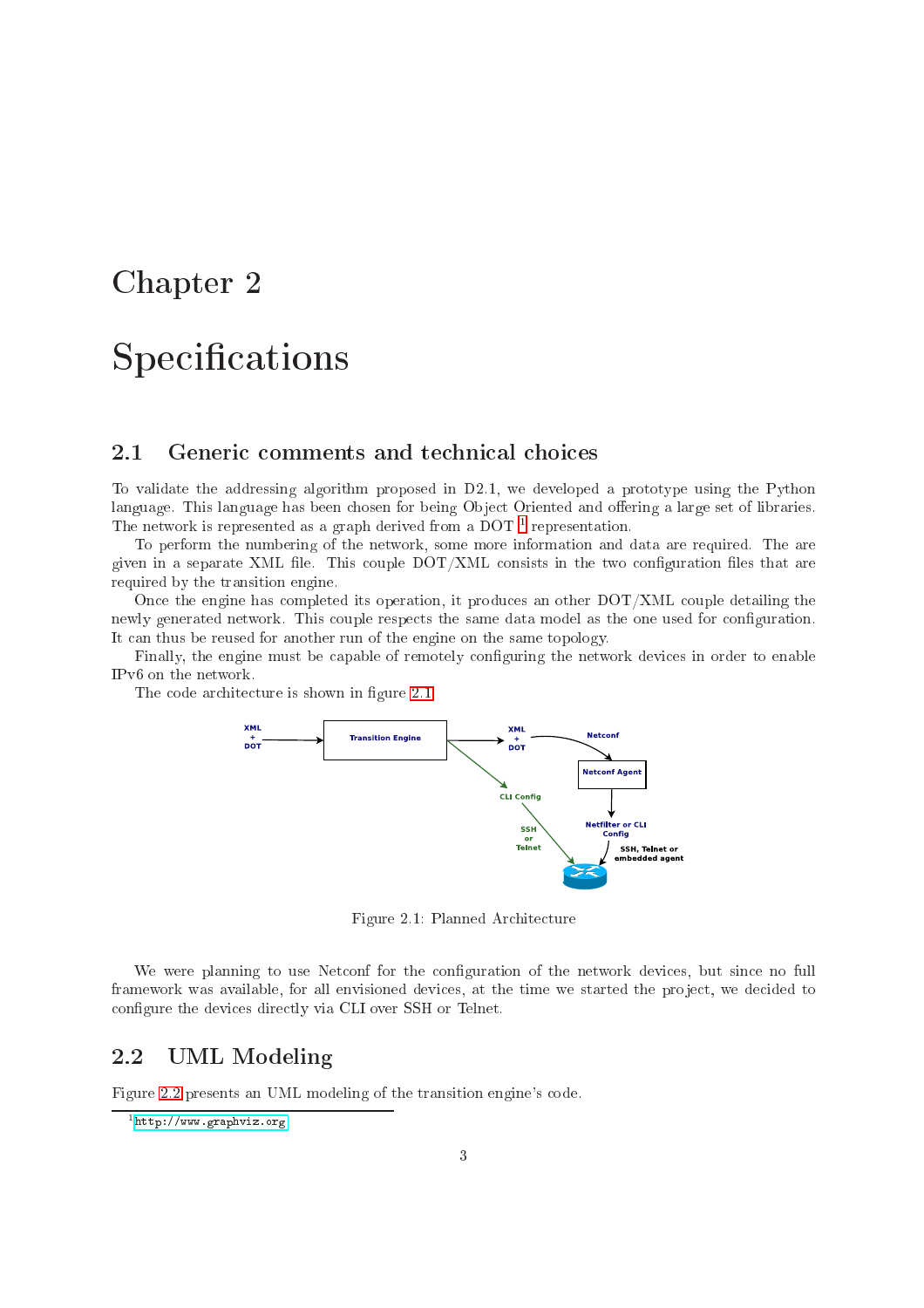# Chapter 2

# Specifications

## 2.1 Generic comments and technical choices

To validate the addressing algorithm proposed in D2.1, we developed a prototype using the Python language. This language has been chosen for being Object Oriented and offering a large set of libraries. The network is represented as a graph derived from a DOT [1] representation.

To perform the numbering of the network, some more information and data are required. The are given in a separate XML file. This couple DOT/XML consists in the two configuration files that are required by the transition engine.

Once the engine has completed its operation, it produces an other DOT/XML couple detailing the newly generated network. This couple respects the same data model as the one used for configuration. It can thus be reused for another run of the engine on the same topology.

Finally, the engine must be capable of remotely configuring the network devices in order to enable IPv6 on the network.

The code architecture is shown in figure 2.1

Figure 2.1: Planned Architecture

We were planning to use Netconf for the configuration of the network devices, but since no full framework was available, for all envisioned devices, at the time we started the project, we decided to configure the devices directly via CLI over SSH or Telnet.

## 2.2 UML Modeling

Figure 2.2 presents an UML modeling of the transition engine's code.

[1] http://www.graphviz.org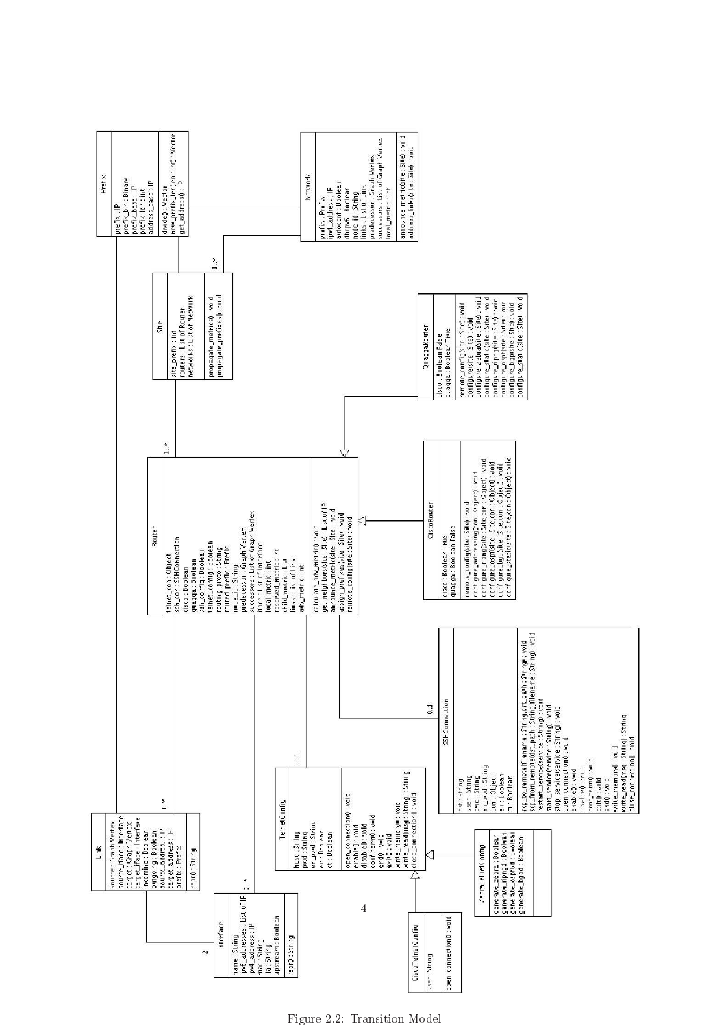**Prefix**

- prefix : IP
- prefix_bin : Binary
- prefix_base : IP
- prefix_len : Int
- address_base : IP

- divide() : Vector
- new_prefix_len(len : Int) : Vector
- get_address() : IP

**Network**

- prefix : Prefix
- ipv4_address : IP
- autoconf : Boolean
- dhcpv6 : Boolean
- node_id : String
- links : List of Link
- predecessor : Graph Vertex
- successors : List of Graph Vertex
- local_metric : Int

- announce_metric(site : Site) : void
- address_links(site : Site) : void

**Site**

- site_prefix : Int
- routers : List of Router
- networks : List of Network

- propagate_metrics() : void
- propagate_prefixes() : void

**Router**

- telnet_con : Object
- ssh_con : SSHConnection
- cisco : Boolean
- quagga : Boolean
- ssh_config : Boolean
- telnet_config : Boolean
- routing_proto : String
- routed_prefix : Prefix
- node_id : String
- predecessor : Graph Vertex
- successors : List of Graph Vertex
- iface : List of Interface
- local_metric : Int
- reserved_metric : Int
- child_metric : List
- links : List of Link
- adv_metric : Int

- calculate_adv_metric() : void
- get_neighbors(site : Site) : List of IP
- announce_metric(site : Site) : void
- assign_prefixes(site : Site) : void
- remote_config(site : Site) : void

**QuaggaRouter**

- cisco : Boolean False
- quagga : Boolean True

- remote_config(site : Site) : void
- configure(site : Site) : void
- configure_zebra(site : Site) : void
- configure_static(site : Site) : void
- configure_ripng(site : Site) : void
- configure_ospf(site : Site) : void
- configure_bgp(site : Site) : void
- configure_static(site : Site) : void

**CiscoRouter**

- cisco : Boolean True
- quagga : Boolean False

- remote_config(site : Site) : void
- configure_addressing(con : Object) : void
- configure_ripng(site : Site, con : Object) : void
- configure_ospf(site : Site, con : Object) : void
- configure_bgp(site : Site, con : Object) : void
- configure_static(site : Site, con : Object) : void

**SSHConnection**

- dst : String
- user : String
- pwd : String
- en_pwd : String
- con : Object
- en : Boolean
- ct : Boolean

- scp_to_remote(filename : String, dst_path : String) : void
- scp_from_remote(dst_path : String, filename : String) : void
- restart_service(service : String) : void
- start_service(service : String) : void
- stop_service(service : String) : void
- open_connection() : void
- enable() : void
- disable() : void
- conf_term() : void
- end() : void
- exit() : void
- write_memory() : void
- write_read(msg : String) : String
- close_connection() : void

**TelnetConfig**

- host : String
- pwd : String
- en_pwd : String
- en : Boolean
- ct : Boolean

- open_connection() : void
- enable() : void
- disable() : void
- conf_term() : void
- end() : void
- exit() : void
- write_memory() : void
- write_read(msg : String) : String
- close_connection() : void

**ZebraTelnetConfig**

- generate_zebra : Boolean
- generate_ripngd : Boolean
- generate_ospf6d : Boolean
- generate_bgpd : Boolean

**CiscoTelnetConfig**

- user : String

- open_connection() : void

**Link**

- source : Graph Vertex
- source_iface : Interface
- target : Graph Vertex
- target_iface : Interface
- incoming : Boolean
- outgoing : Boolean
- source_address : IP
- target_address : IP
- prefix : Prefix

- repr() : String

**Interface**

- name : String
- ipv6_addresses : List of IP
- ipv4_address : IP
- mac : String
- lla : String
- upstream : Boolean

- repr() : String

Multiplicities: 1..*, 1..*, 1..*, 1..*, 0..1, 0..1, 2

Figure 2.2: Transition Model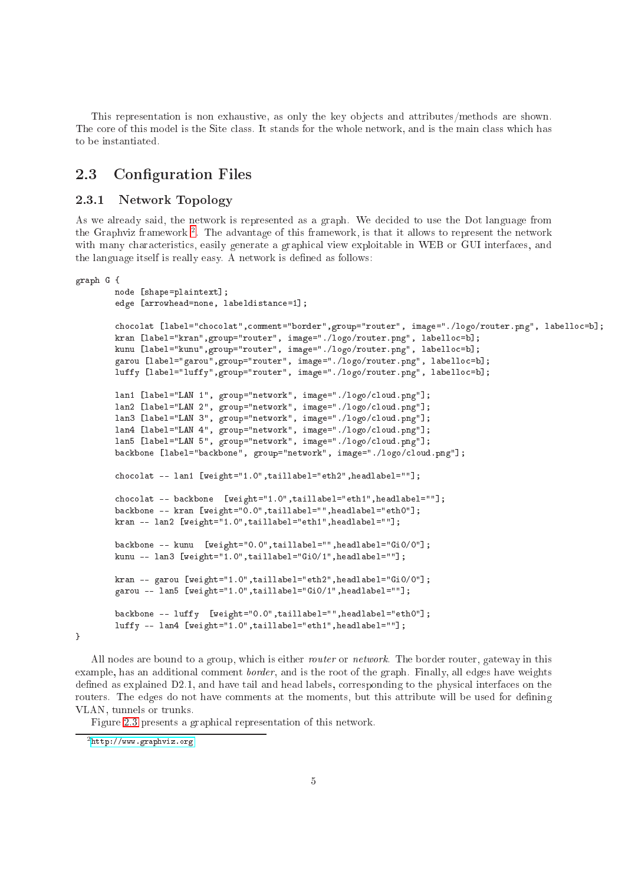This representation is non exhaustive, as only the key objects and attributes/methods are shown. The core of this model is the Site class. It stands for the whole network, and is the main class which has to be instantiated.

## 2.3 Configuration Files

### 2.3.1 Network Topology

As we already said, the network is represented as a graph. We decided to use the Dot language from the Graphviz framework [2]. The advantage of this framework, is that it allows to represent the network with many characteristics, easily generate a graphical view exploitable in WEB or GUI interfaces, and the language itself is really easy. A network is defined as follows:

```
graph G {
        node [shape=plaintext];
        edge [arrowhead=none, labeldistance=1];

        chocolat [label="chocolat",comment="border",group="router", image="./logo/router.png", labelloc=b];
        kran [label="kran",group="router", image="./logo/router.png", labelloc=b];
        kunu [label="kunu",group="router", image="./logo/router.png", labelloc=b];
        garou [label="garou",group="router", image="./logo/router.png", labelloc=b];
        luffy [label="luffy",group="router", image="./logo/router.png", labelloc=b];

        lan1 [label="LAN 1", group="network", image="./logo/cloud.png"];
        lan2 [label="LAN 2", group="network", image="./logo/cloud.png"];
        lan3 [label="LAN 3", group="network", image="./logo/cloud.png"];
        lan4 [label="LAN 4", group="network", image="./logo/cloud.png"];
        lan5 [label="LAN 5", group="network", image="./logo/cloud.png"];
        backbone [label="backbone", group="network", image="./logo/cloud.png"];

        chocolat -- lan1 [weight="1.0",taillabel="eth2",headlabel=""];

        chocolat -- backbone  [weight="1.0",taillabel="eth1",headlabel=""];
        backbone -- kran [weight="0.0",taillabel="",headlabel="eth0"];
        kran -- lan2 [weight="1.0",taillabel="eth1",headlabel=""];

        backbone -- kunu  [weight="0.0",taillabel="",headlabel="Gi0/0"];
        kunu -- lan3 [weight="1.0",taillabel="Gi0/1",headlabel=""];

        kran -- garou [weight="1.0",taillabel="eth2",headlabel="Gi0/0"];
        garou -- lan5 [weight="1.0",taillabel="Gi0/1",headlabel=""];

        backbone -- luffy  [weight="0.0",taillabel="",headlabel="eth0"];
        luffy -- lan4 [weight="1.0",taillabel="eth1",headlabel=""];
}
```

All nodes are bound to a group, which is either *router* or *network*. The border router, gateway in this example, has an additional comment *border*, and is the root of the graph. Finally, all edges have weights defined as explained D2.1, and have tail and head labels, corresponding to the physical interfaces on the routers. The edges do not have comments at the moments, but this attribute will be used for defining VLAN, tunnels or trunks.

Figure 2.3 presents a graphical representation of this network.

[2] http://www.graphviz.org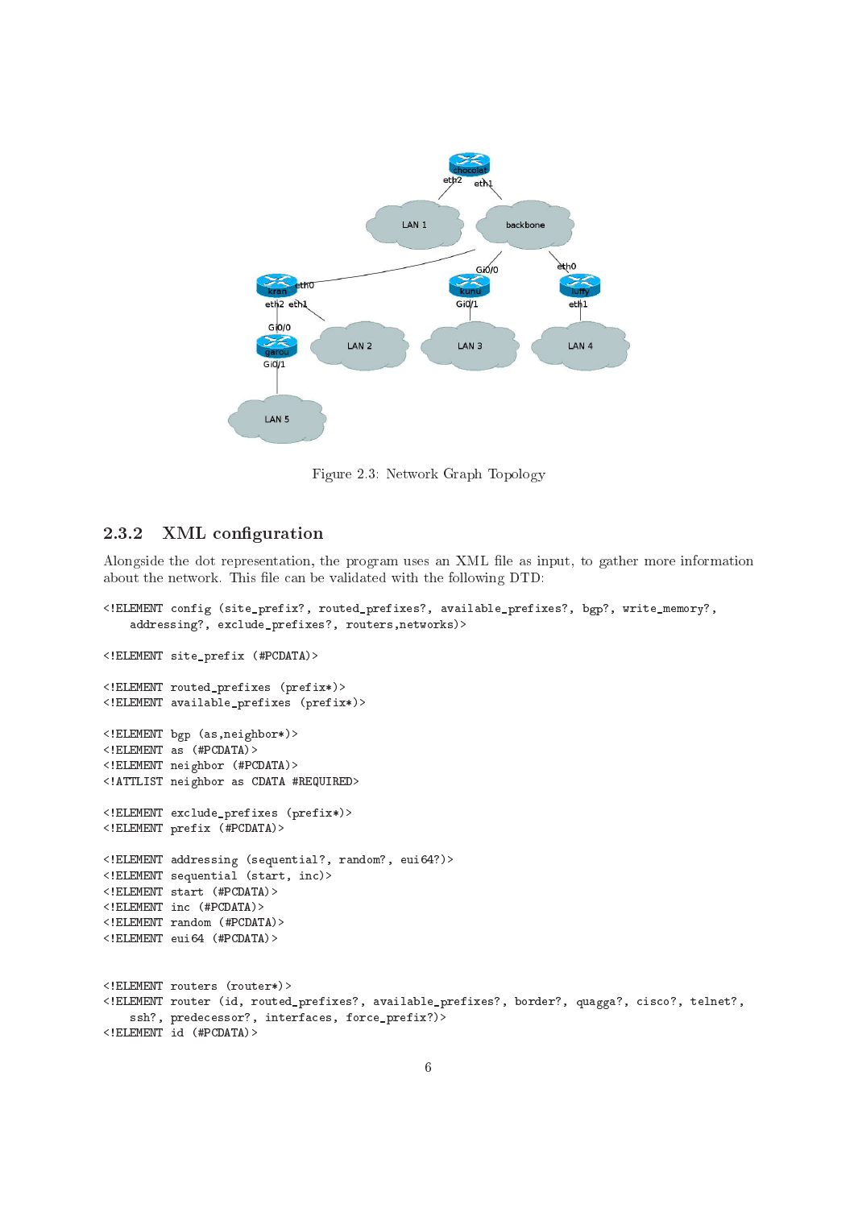Figure 2.3: Network Graph Topology

### 2.3.2 XML configuration

Alongside the dot representation, the program uses an XML file as input, to gather more information about the network. This file can be validated with the following DTD:

```
<!ELEMENT config (site_prefix?, routed_prefixes?, available_prefixes?, bgp?, write_memory?,
    addressing?, exclude_prefixes?, routers,networks)>

<!ELEMENT site_prefix (#PCDATA)>

<!ELEMENT routed_prefixes (prefix*)>
<!ELEMENT available_prefixes (prefix*)>

<!ELEMENT bgp (as,neighbor*)>
<!ELEMENT as (#PCDATA)>
<!ELEMENT neighbor (#PCDATA)>
<!ATTLIST neighbor as CDATA #REQUIRED>

<!ELEMENT exclude_prefixes (prefix*)>
<!ELEMENT prefix (#PCDATA)>

<!ELEMENT addressing (sequential?, random?, eui64?)>
<!ELEMENT sequential (start, inc)>
<!ELEMENT start (#PCDATA)>
<!ELEMENT inc (#PCDATA)>
<!ELEMENT random (#PCDATA)>
<!ELEMENT eui64 (#PCDATA)>


<!ELEMENT routers (router*)>
<!ELEMENT router (id, routed_prefixes?, available_prefixes?, border?, quagga?, cisco?, telnet?,
    ssh?, predecessor?, interfaces, force_prefix?)>
<!ELEMENT id (#PCDATA)>
```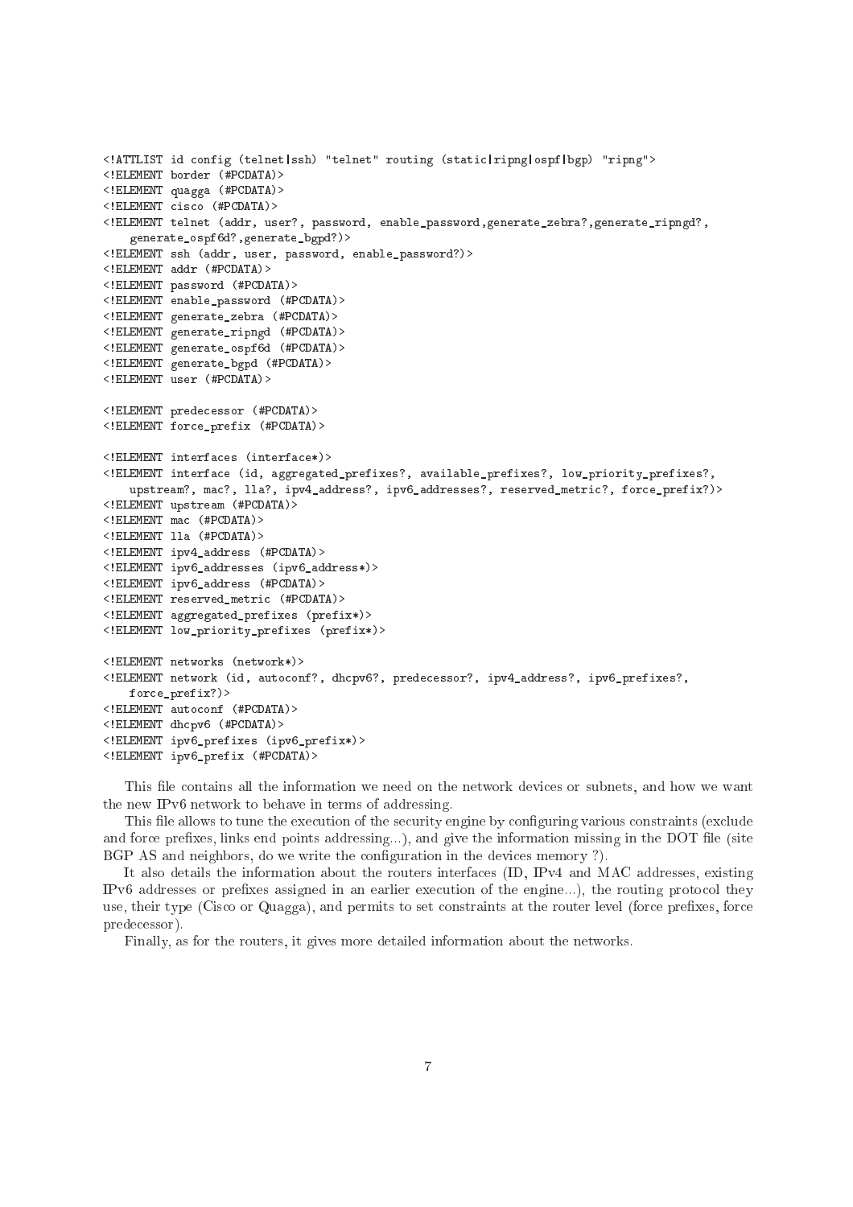```
<!ATTLIST id config (telnet|ssh) "telnet" routing (static|ripng|ospf|bgp) "ripng">
<!ELEMENT border (#PCDATA)>
<!ELEMENT quagga (#PCDATA)>
<!ELEMENT cisco (#PCDATA)>
<!ELEMENT telnet (addr, user?, password, enable_password,generate_zebra?,generate_ripngd?,
    generate_ospf6d?,generate_bgpd?)>
<!ELEMENT ssh (addr, user, password, enable_password?)>
<!ELEMENT addr (#PCDATA)>
<!ELEMENT password (#PCDATA)>
<!ELEMENT enable_password (#PCDATA)>
<!ELEMENT generate_zebra (#PCDATA)>
<!ELEMENT generate_ripngd (#PCDATA)>
<!ELEMENT generate_ospf6d (#PCDATA)>
<!ELEMENT generate_bgpd (#PCDATA)>
<!ELEMENT user (#PCDATA)>

<!ELEMENT predecessor (#PCDATA)>
<!ELEMENT force_prefix (#PCDATA)>

<!ELEMENT interfaces (interface*)>
<!ELEMENT interface (id, aggregated_prefixes?, available_prefixes?, low_priority_prefixes?,
    upstream?, mac?, lla?, ipv4_address?, ipv6_addresses?, reserved_metric?, force_prefix?)>
<!ELEMENT upstream (#PCDATA)>
<!ELEMENT mac (#PCDATA)>
<!ELEMENT lla (#PCDATA)>
<!ELEMENT ipv4_address (#PCDATA)>
<!ELEMENT ipv6_addresses (ipv6_address*)>
<!ELEMENT ipv6_address (#PCDATA)>
<!ELEMENT reserved_metric (#PCDATA)>
<!ELEMENT aggregated_prefixes (prefix*)>
<!ELEMENT low_priority_prefixes (prefix*)>

<!ELEMENT networks (network*)>
<!ELEMENT network (id, autoconf?, dhcpv6?, predecessor?, ipv4_address?, ipv6_prefixes?,
    force_prefix?)>
<!ELEMENT autoconf (#PCDATA)>
<!ELEMENT dhcpv6 (#PCDATA)>
<!ELEMENT ipv6_prefixes (ipv6_prefix*)>
<!ELEMENT ipv6_prefix (#PCDATA)>
```

This file contains all the information we need on the network devices or subnets, and how we want the new IPv6 network to behave in terms of addressing.

This file allows to tune the execution of the security engine by configuring various constraints (exclude and force prefixes, links end points addressing...), and give the information missing in the DOT file (site BGP AS and neighbors, do we write the configuration in the devices memory ?).

It also details the information about the routers interfaces (ID, IPv4 and MAC addresses, existing IPv6 addresses or prefixes assigned in an earlier execution of the engine...), the routing protocol they use, their type (Cisco or Quagga), and permits to set constraints at the router level (force prefixes, force predecessor).

Finally, as for the routers, it gives more detailed information about the networks.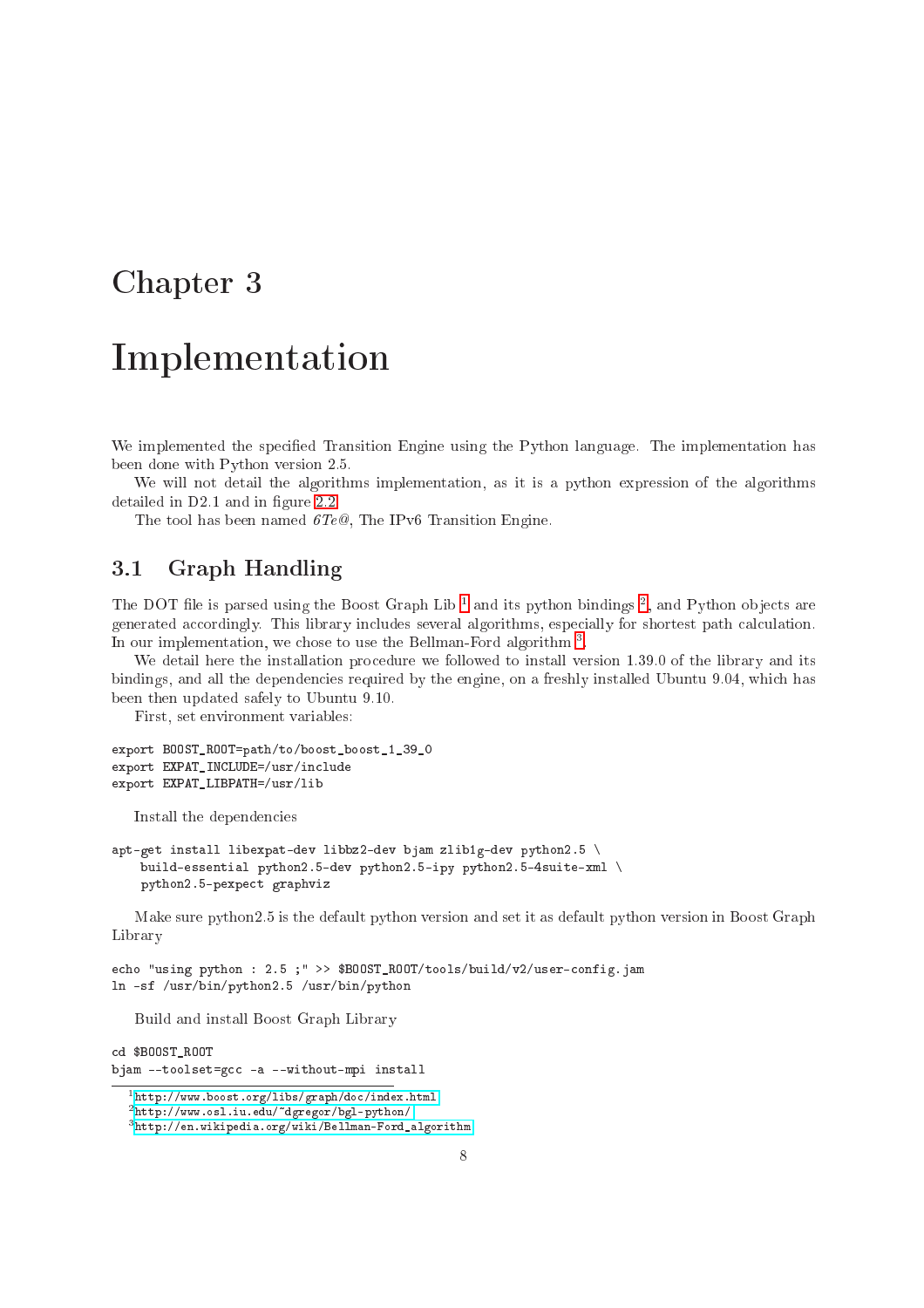# Chapter 3

# Implementation

We implemented the specified Transition Engine using the Python language. The implementation has been done with Python version 2.5.

We will not detail the algorithms implementation, as it is a python expression of the algorithms detailed in D2.1 and in figure 2.2.

The tool has been named *6Te@*, The IPv6 Transition Engine.

## 3.1 Graph Handling

The DOT file is parsed using the Boost Graph Lib [1] and its python bindings [2], and Python objects are generated accordingly. This library includes several algorithms, especially for shortest path calculation. In our implementation, we chose to use the Bellman-Ford algorithm [3].

We detail here the installation procedure we followed to install version 1.39.0 of the library and its bindings, and all the dependencies required by the engine, on a freshly installed Ubuntu 9.04, which has been then updated safely to Ubuntu 9.10.

First, set environment variables:

```
export BOOST_ROOT=path/to/boost_boost_1_39_0
export EXPAT_INCLUDE=/usr/include
export EXPAT_LIBPATH=/usr/lib
```

Install the dependencies

```
apt-get install libexpat-dev libbz2-dev bjam zlib1g-dev python2.5 \
    build-essential python2.5-dev python2.5-ipy python2.5-4suite-xml \
    python2.5-pexpect graphviz
```

Make sure python2.5 is the default python version and set it as default python version in Boost Graph Library

```
echo "using python : 2.5 ;" >> $BOOST_ROOT/tools/build/v2/user-config.jam
ln -sf /usr/bin/python2.5 /usr/bin/python
```

Build and install Boost Graph Library

```
cd $BOOST_ROOT
bjam --toolset=gcc -a --without-mpi install
```

[1] http://www.boost.org/libs/graph/doc/index.html

[2] http://www.osl.iu.edu/~dgregor/bgl-python/

[3] http://en.wikipedia.org/wiki/Bellman-Ford_algorithm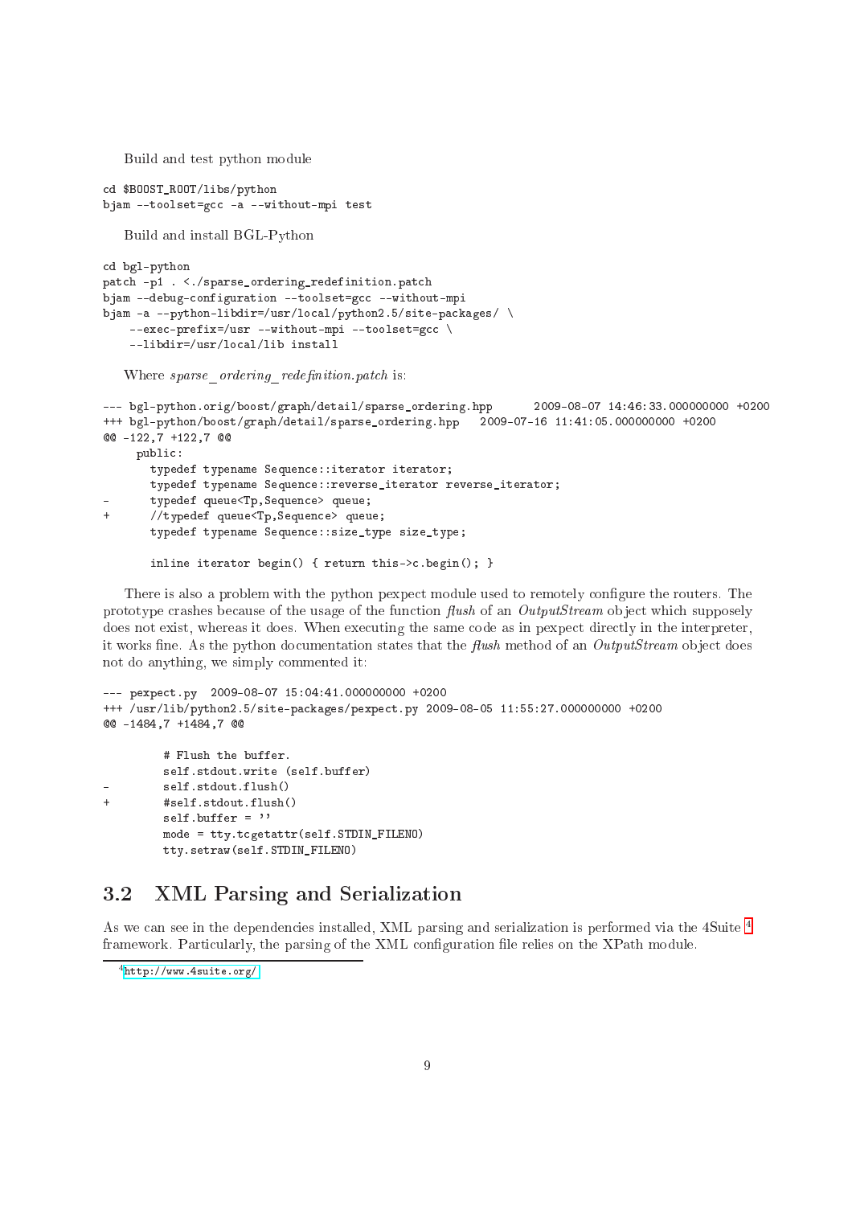Build and test python module

```
cd $BOOST_ROOT/libs/python
bjam --toolset=gcc -a --without-mpi test
```

Build and install BGL-Python

```
cd bgl-python
patch -p1 . <./sparse_ordering_redefinition.patch
bjam --debug-configuration --toolset=gcc --without-mpi
bjam -a --python-libdir=/usr/local/python2.5/site-packages/ \
    --exec-prefix=/usr --without-mpi --toolset=gcc \
    --libdir=/usr/local/lib install
```

Where *sparse_ordering_redefinition.patch* is:

```
--- bgl-python.orig/boost/graph/detail/sparse_ordering.hpp      2009-08-07 14:46:33.000000000 +0200
+++ bgl-python/boost/graph/detail/sparse_ordering.hpp   2009-07-16 11:41:05.000000000 +0200
@@ -122,7 +122,7 @@
     public:
       typedef typename Sequence::iterator iterator;
       typedef typename Sequence::reverse_iterator reverse_iterator;
-      typedef queue<Tp,Sequence> queue;
+      //typedef queue<Tp,Sequence> queue;
       typedef typename Sequence::size_type size_type;

       inline iterator begin() { return this->c.begin(); }
```

There is also a problem with the python pexpect module used to remotely configure the routers. The prototype crashes because of the usage of the function *flush* of an *OutputStream* object which supposely does not exist, whereas it does. When executing the same code as in pexpect directly in the interpreter, it works fine. As the python documentation states that the *flush* method of an *OutputStream* object does not do anything, we simply commented it:

```
--- pexpect.py  2009-08-07 15:04:41.000000000 +0200
+++ /usr/lib/python2.5/site-packages/pexpect.py 2009-08-05 11:55:27.000000000 +0200
@@ -1484,7 +1484,7 @@

         # Flush the buffer.
         self.stdout.write (self.buffer)
-        self.stdout.flush()
+        #self.stdout.flush()
         self.buffer = ''
         mode = tty.tcgetattr(self.STDIN_FILENO)
         tty.setraw(self.STDIN_FILENO)
```

## 3.2 XML Parsing and Serialization

As we can see in the dependencies installed, XML parsing and serialization is performed via the 4Suite [4] framework. Particularly, the parsing of the XML configuration file relies on the XPath module.

[4] http://www.4suite.org/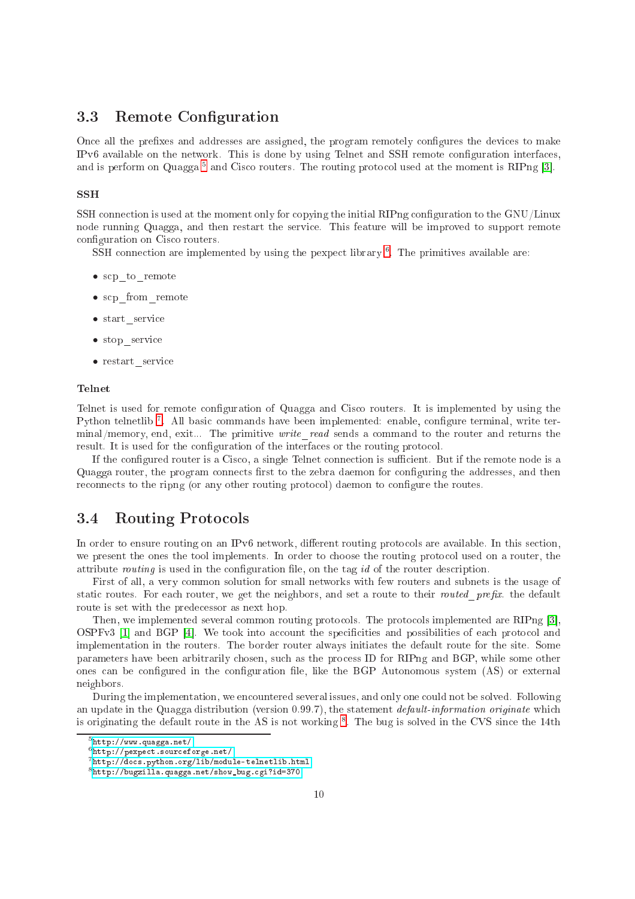## 3.3 Remote Configuration

Once all the prefixes and addresses are assigned, the program remotely configures the devices to make IPv6 available on the network. This is done by using Telnet and SSH remote configuration interfaces, and is perform on Quagga [5] and Cisco routers. The routing protocol used at the moment is RIPng [3].

### SSH

SSH connection is used at the moment only for copying the initial RIPng configuration to the GNU/Linux node running Quagga, and then restart the service. This feature will be improved to support remote configuration on Cisco routers.

SSH connection are implemented by using the pexpect library [6]. The primitives available are:

- scp_to_remote
- scp_from_remote
- start_service
- stop_service
- restart_service

### Telnet

Telnet is used for remote configuration of Quagga and Cisco routers. It is implemented by using the Python telnetlib [7]. All basic commands have been implemented: enable, configure terminal, write terminal/memory, end, exit... The primitive *write_read* sends a command to the router and returns the result. It is used for the configuration of the interfaces or the routing protocol.

If the configured router is a Cisco, a single Telnet connection is sufficient. But if the remote node is a Quagga router, the program connects first to the zebra daemon for configuring the addresses, and then reconnects to the ripng (or any other routing protocol) daemon to configure the routes.

## 3.4 Routing Protocols

In order to ensure routing on an IPv6 network, different routing protocols are available. In this section, we present the ones the tool implements. In order to choose the routing protocol used on a router, the attribute *routing* is used in the configuration file, on the tag *id* of the router description.

First of all, a very common solution for small networks with few routers and subnets is the usage of static routes. For each router, we get the neighbors, and set a route to their *routed_prefix*. the default route is set with the predecessor as next hop.

Then, we implemented several common routing protocols. The protocols implemented are RIPng [3], OSPFv3 [1] and BGP [4]. We took into account the specificities and possibilities of each protocol and implementation in the routers. The border router always initiates the default route for the site. Some parameters have been arbitrarily chosen, such as the process ID for RIPng and BGP, while some other ones can be configured in the configuration file, like the BGP Autonomous system (AS) or external neighbors.

During the implementation, we encountered several issues, and only one could not be solved. Following an update in the Quagga distribution (version 0.99.7), the statement *default-information originate* which is originating the default route in the AS is not working [8]. The bug is solved in the CVS since the 14th

[5] http://www.quagga.net/

[6] http://pexpect.sourceforge.net/

[7] http://docs.python.org/lib/module-telnetlib.html

[8] http://bugzilla.quagga.net/show_bug.cgi?id=370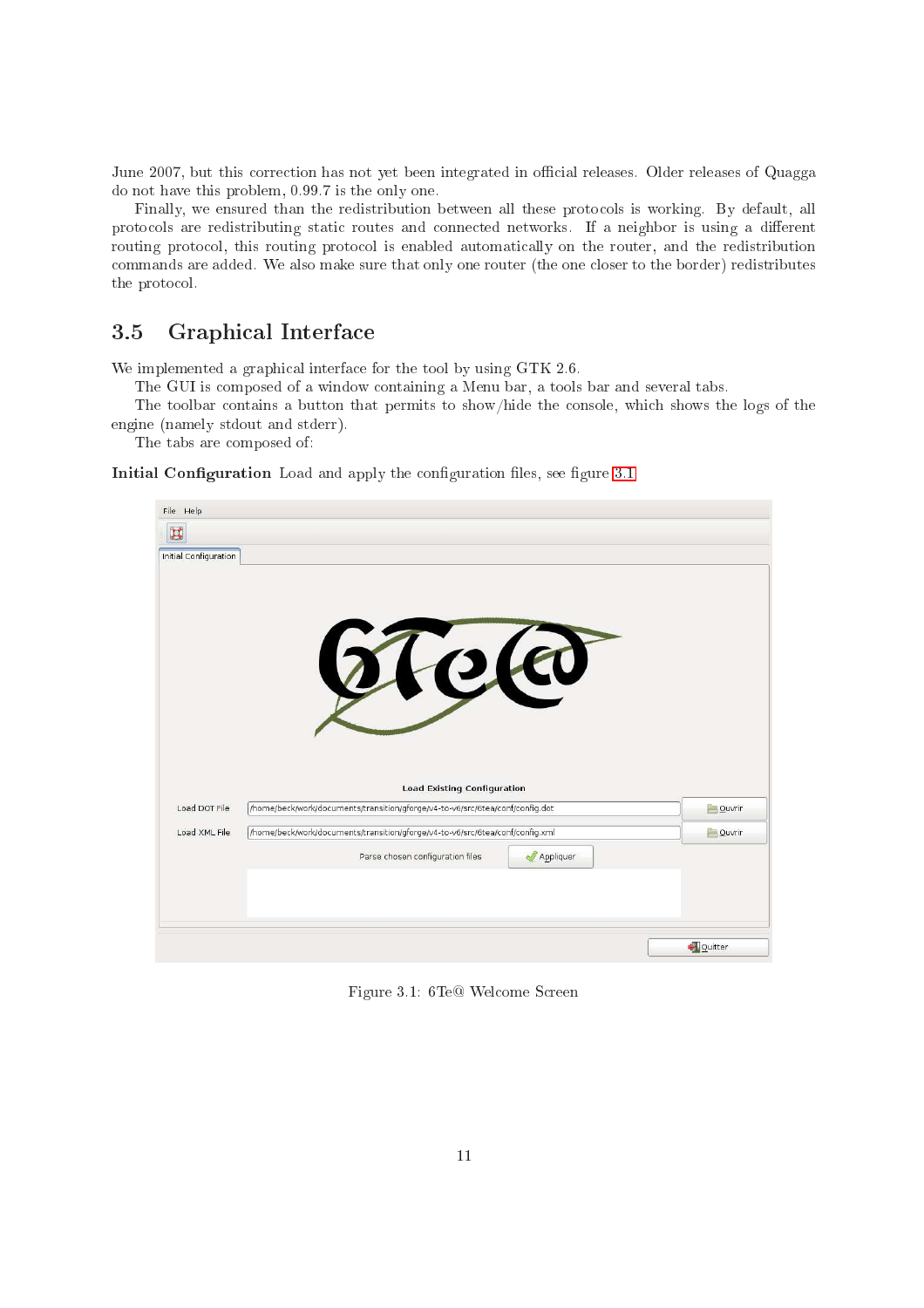June 2007, but this correction has not yet been integrated in official releases. Older releases of Quagga do not have this problem, 0.99.7 is the only one.

Finally, we ensured than the redistribution between all these protocols is working. By default, all protocols are redistributing static routes and connected networks. If a neighbor is using a different routing protocol, this routing protocol is enabled automatically on the router, and the redistribution commands are added. We also make sure that only one router (the one closer to the border) redistributes the protocol.

## 3.5 Graphical Interface

We implemented a graphical interface for the tool by using GTK 2.6.

The GUI is composed of a window containing a Menu bar, a tools bar and several tabs.

The toolbar contains a button that permits to show/hide the console, which shows the logs of the engine (namely stdout and stderr).

The tabs are composed of:

**Initial Configuration** Load and apply the configuration files, see figure 3.1

Figure 3.1: 6Te@ Welcome Screen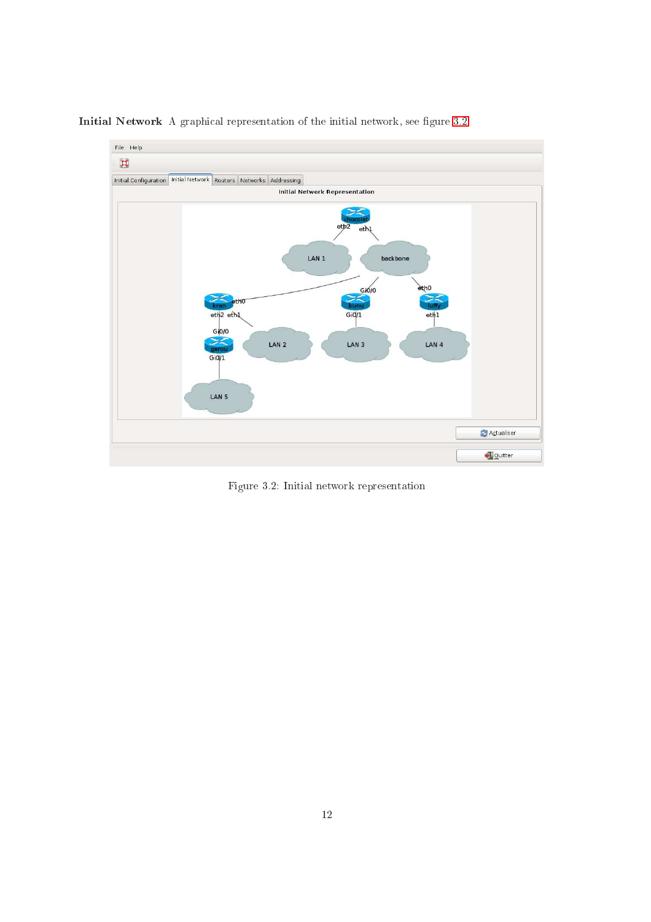**Initial Network** A graphical representation of the initial network, see figure 3.2.

Figure 3.2: Initial network representation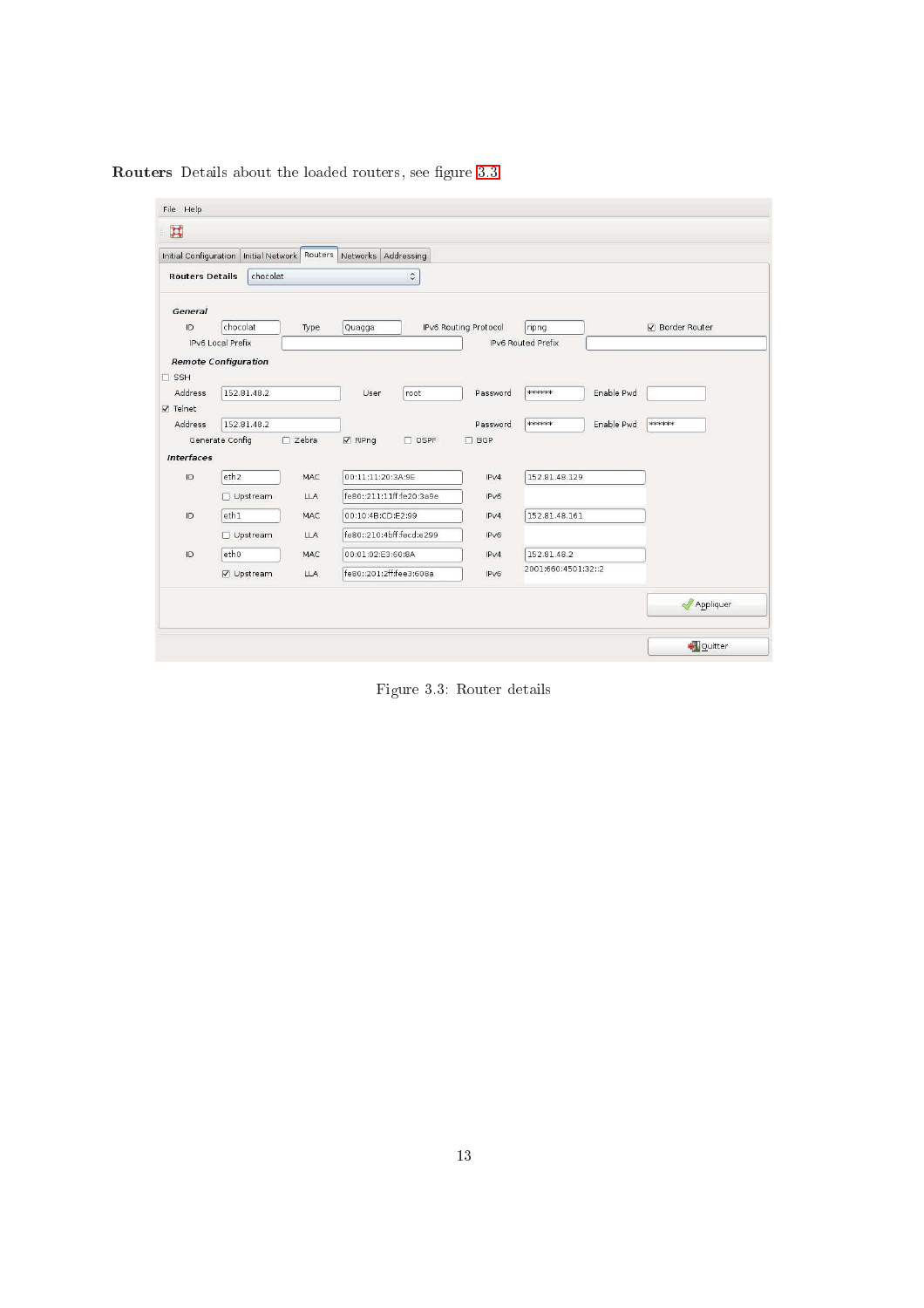**Routers** Details about the loaded routers, see figure 3.3

Figure 3.3: Router details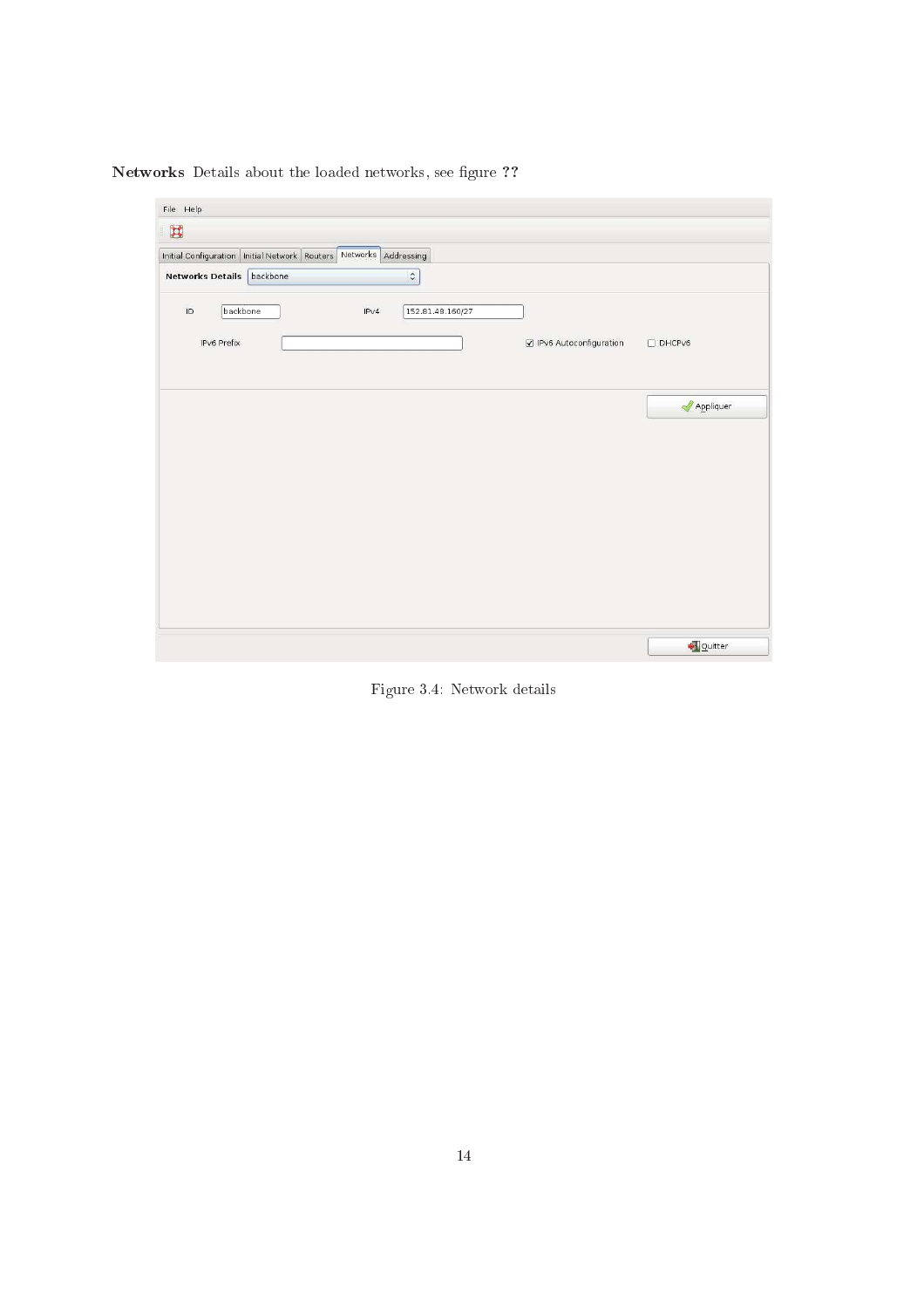**Networks** Details about the loaded networks, see figure ??

Figure 3.4: Network details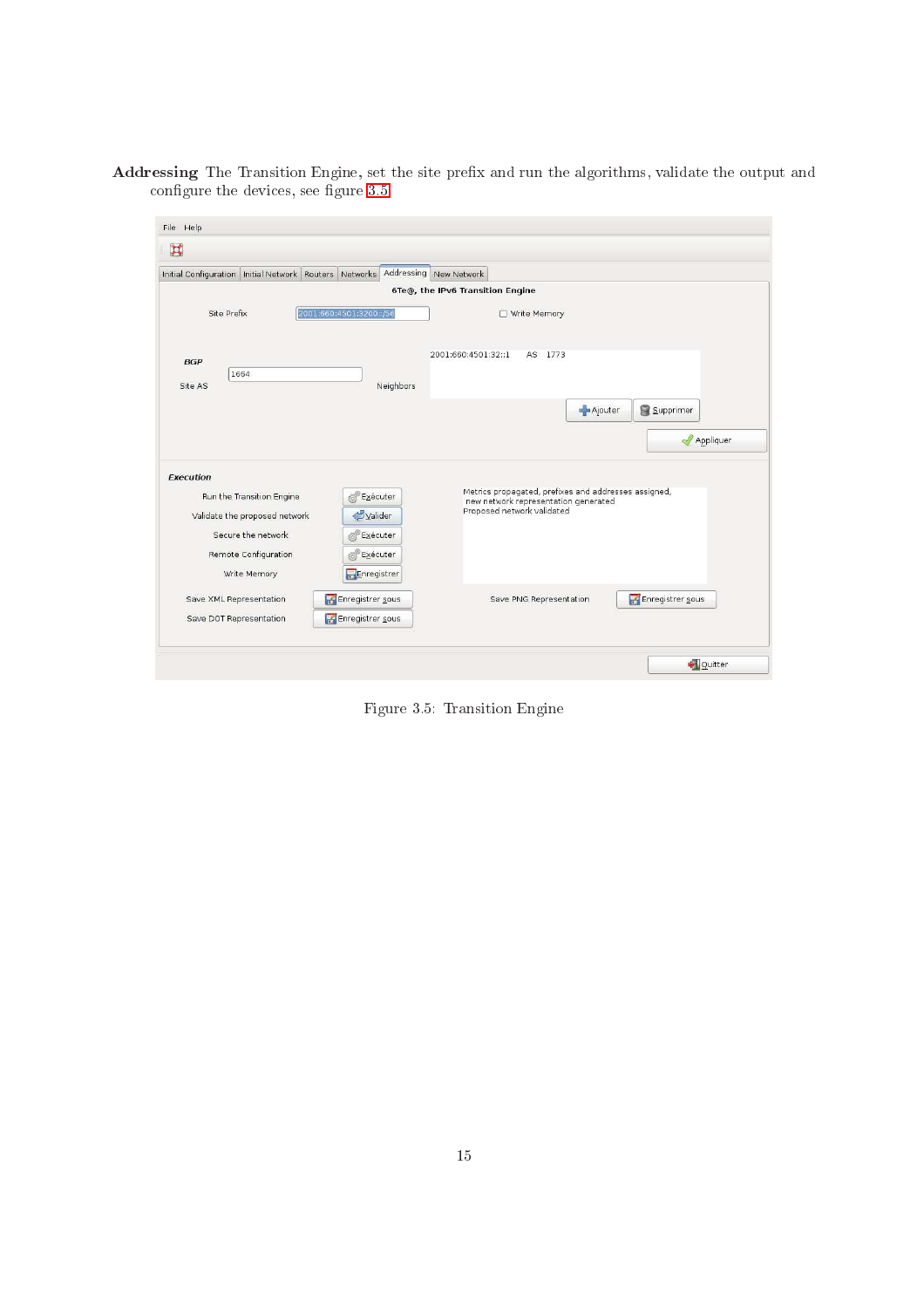**Addressing** The Transition Engine, set the site prefix and run the algorithms, validate the output and configure the devices, see figure 3.5

Figure 3.5: Transition Engine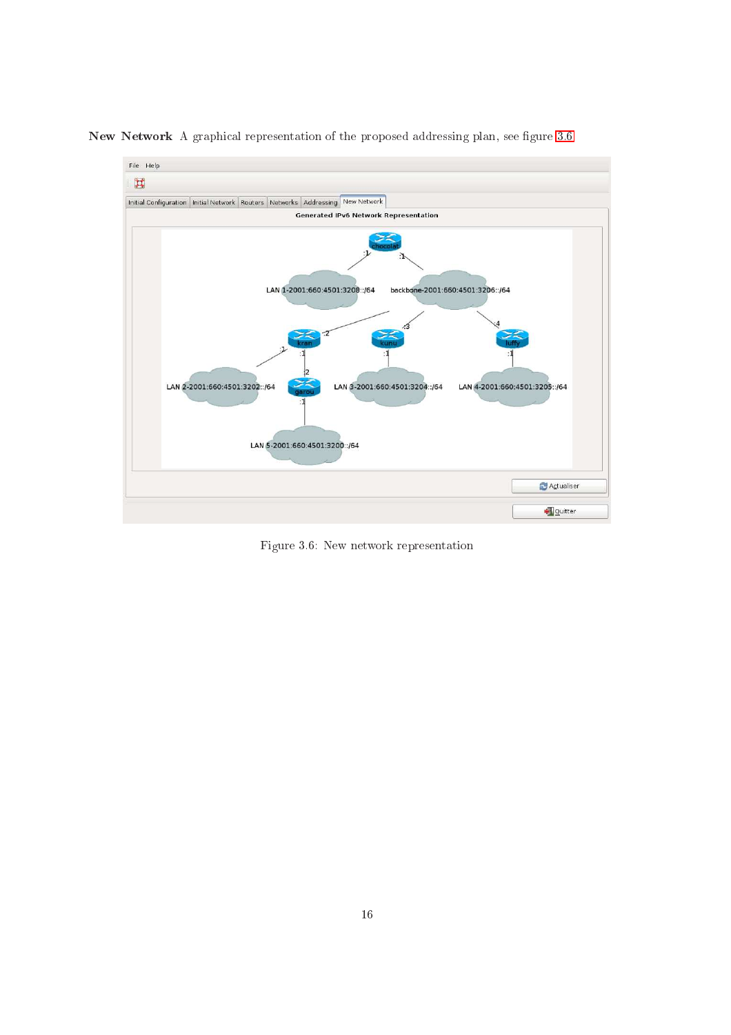**New Network** A graphical representation of the proposed addressing plan, see figure 3.6

Figure 3.6: New network representation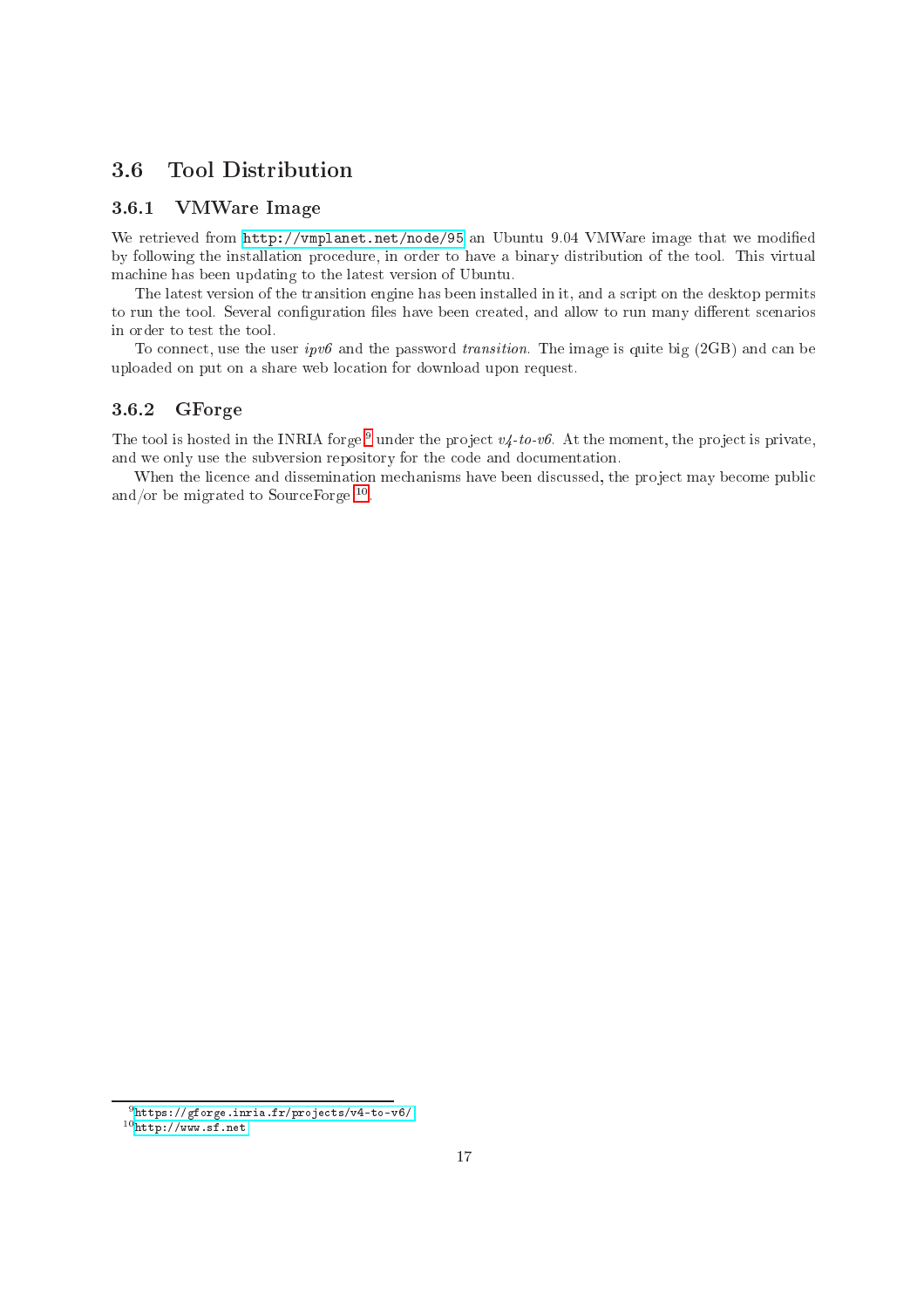## 3.6 Tool Distribution

### 3.6.1 VMWare Image

We retrieved from http://vmplanet.net/node/95 an Ubuntu 9.04 VMWare image that we modified by following the installation procedure, in order to have a binary distribution of the tool. This virtual machine has been updating to the latest version of Ubuntu.

The latest version of the transition engine has been installed in it, and a script on the desktop permits to run the tool. Several configuration files have been created, and allow to run many different scenarios in order to test the tool.

To connect, use the user *ipv6* and the password *transition*. The image is quite big (2GB) and can be uploaded on put on a share web location for download upon request.

### 3.6.2 GForge

The tool is hosted in the INRIA forge[9] under the project *v4-to-v6*. At the moment, the project is private, and we only use the subversion repository for the code and documentation.

When the licence and dissemination mechanisms have been discussed, the project may become public and/or be migrated to SourceForge[10].

---

[9] https://gforge.inria.fr/projects/v4-to-v6/

[10] http://www.sf.net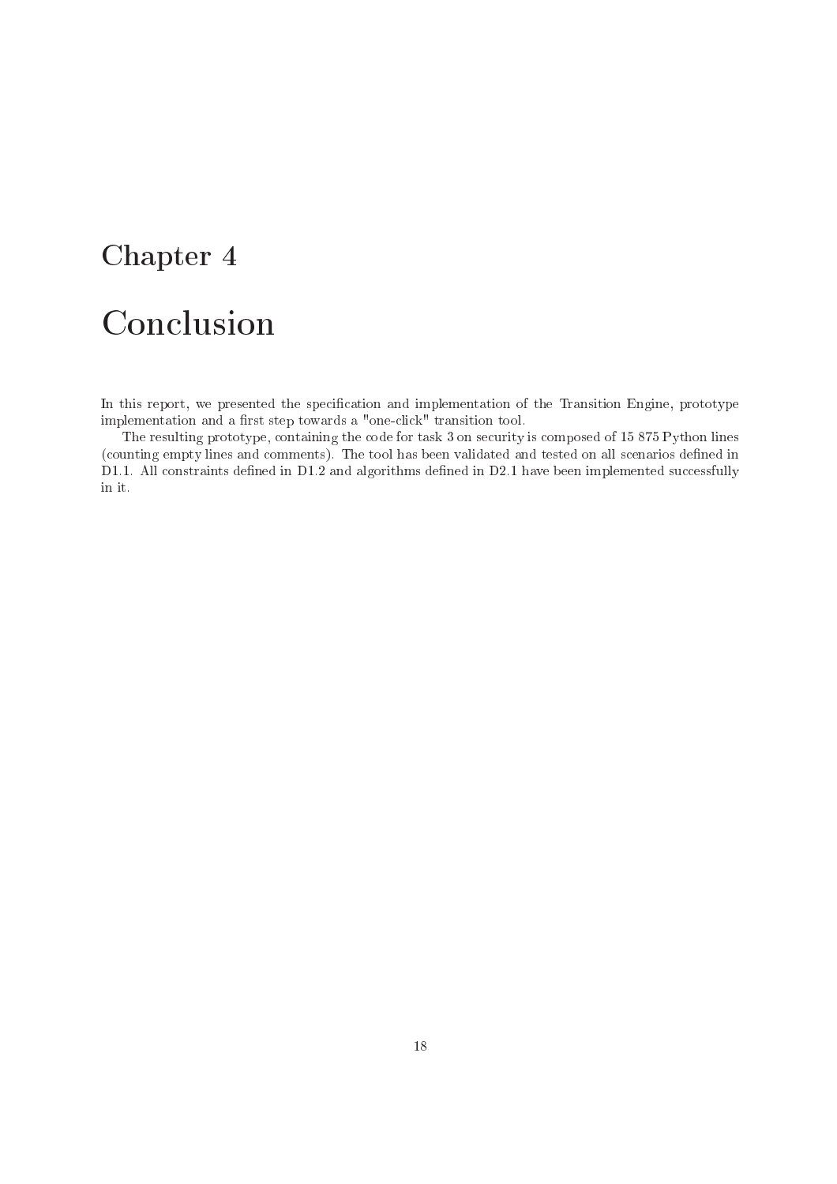# Chapter 4

# Conclusion

In this report, we presented the specification and implementation of the Transition Engine, prototype implementation and a first step towards a "one-click" transition tool.

The resulting prototype, containing the code for task 3 on security is composed of 15 875 Python lines (counting empty lines and comments). The tool has been validated and tested on all scenarios defined in D1.1. All constraints defined in D1.2 and algorithms defined in D2.1 have been implemented successfully in it.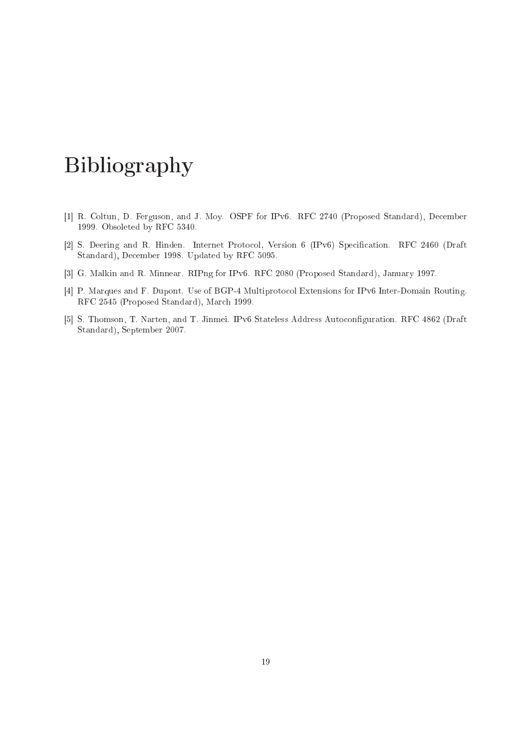# Bibliography

[1] R. Coltun, D. Ferguson, and J. Moy. OSPF for IPv6. RFC 2740 (Proposed Standard), December 1999. Obsoleted by RFC 5340.

[2] S. Deering and R. Hinden. Internet Protocol, Version 6 (IPv6) Specification. RFC 2460 (Draft Standard), December 1998. Updated by RFC 5095.

[3] G. Malkin and R. Minnear. RIPng for IPv6. RFC 2080 (Proposed Standard), January 1997.

[4] P. Marques and F. Dupont. Use of BGP-4 Multiprotocol Extensions for IPv6 Inter-Domain Routing. RFC 2545 (Proposed Standard), March 1999.

[5] S. Thomson, T. Narten, and T. Jinmei. IPv6 Stateless Address Autoconfiguration. RFC 4862 (Draft Standard), September 2007.